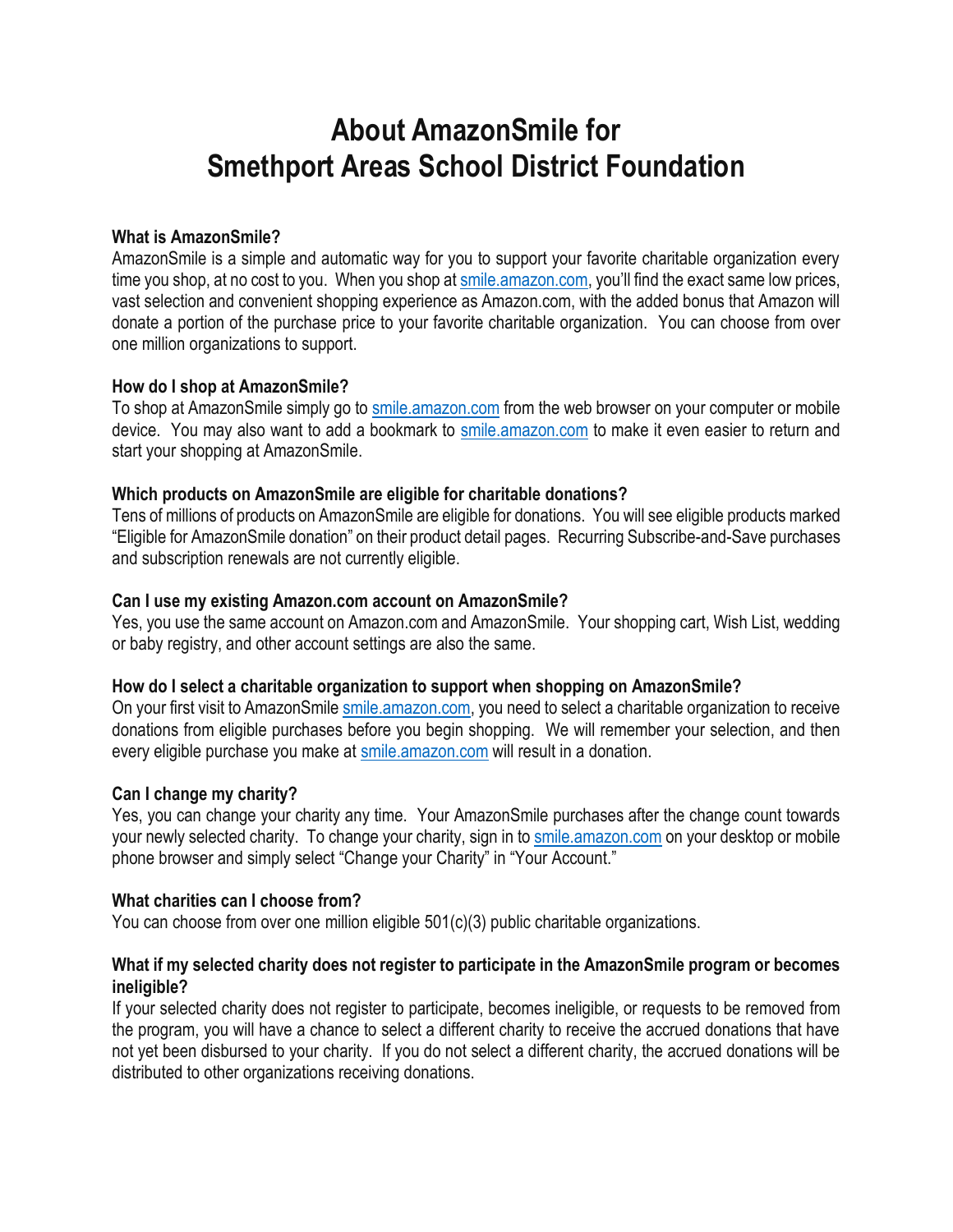# About AmazonSmile for Smethport Areas School District Foundation

**What is AmazonSmile?**
AmazonSmile is a simple and automatic way for you to support your favorite charitable organization every time you shop, at no cost to you. When you shop at smile.amazon.com, you'll find the exact same low prices, vast selection and convenient shopping experience as Amazon.com, with the added bonus that Amazon will donate a portion of the purchase price to your favorite charitable organization. You can choose from over one million organizations to support.

**How do I shop at AmazonSmile?**
To shop at AmazonSmile simply go to smile.amazon.com from the web browser on your computer or mobile device. You may also want to add a bookmark to smile.amazon.com to make it even easier to return and start your shopping at AmazonSmile.

**Which products on AmazonSmile are eligible for charitable donations?**
Tens of millions of products on AmazonSmile are eligible for donations. You will see eligible products marked "Eligible for AmazonSmile donation" on their product detail pages. Recurring Subscribe-and-Save purchases and subscription renewals are not currently eligible.

**Can I use my existing Amazon.com account on AmazonSmile?**
Yes, you use the same account on Amazon.com and AmazonSmile. Your shopping cart, Wish List, wedding or baby registry, and other account settings are also the same.

**How do I select a charitable organization to support when shopping on AmazonSmile?**
On your first visit to AmazonSmile smile.amazon.com, you need to select a charitable organization to receive donations from eligible purchases before you begin shopping. We will remember your selection, and then every eligible purchase you make at smile.amazon.com will result in a donation.

**Can I change my charity?**
Yes, you can change your charity any time. Your AmazonSmile purchases after the change count towards your newly selected charity. To change your charity, sign in to smile.amazon.com on your desktop or mobile phone browser and simply select "Change your Charity" in "Your Account."

**What charities can I choose from?**
You can choose from over one million eligible 501(c)(3) public charitable organizations.

**What if my selected charity does not register to participate in the AmazonSmile program or becomes ineligible?**
If your selected charity does not register to participate, becomes ineligible, or requests to be removed from the program, you will have a chance to select a different charity to receive the accrued donations that have not yet been disbursed to your charity. If you do not select a different charity, the accrued donations will be distributed to other organizations receiving donations.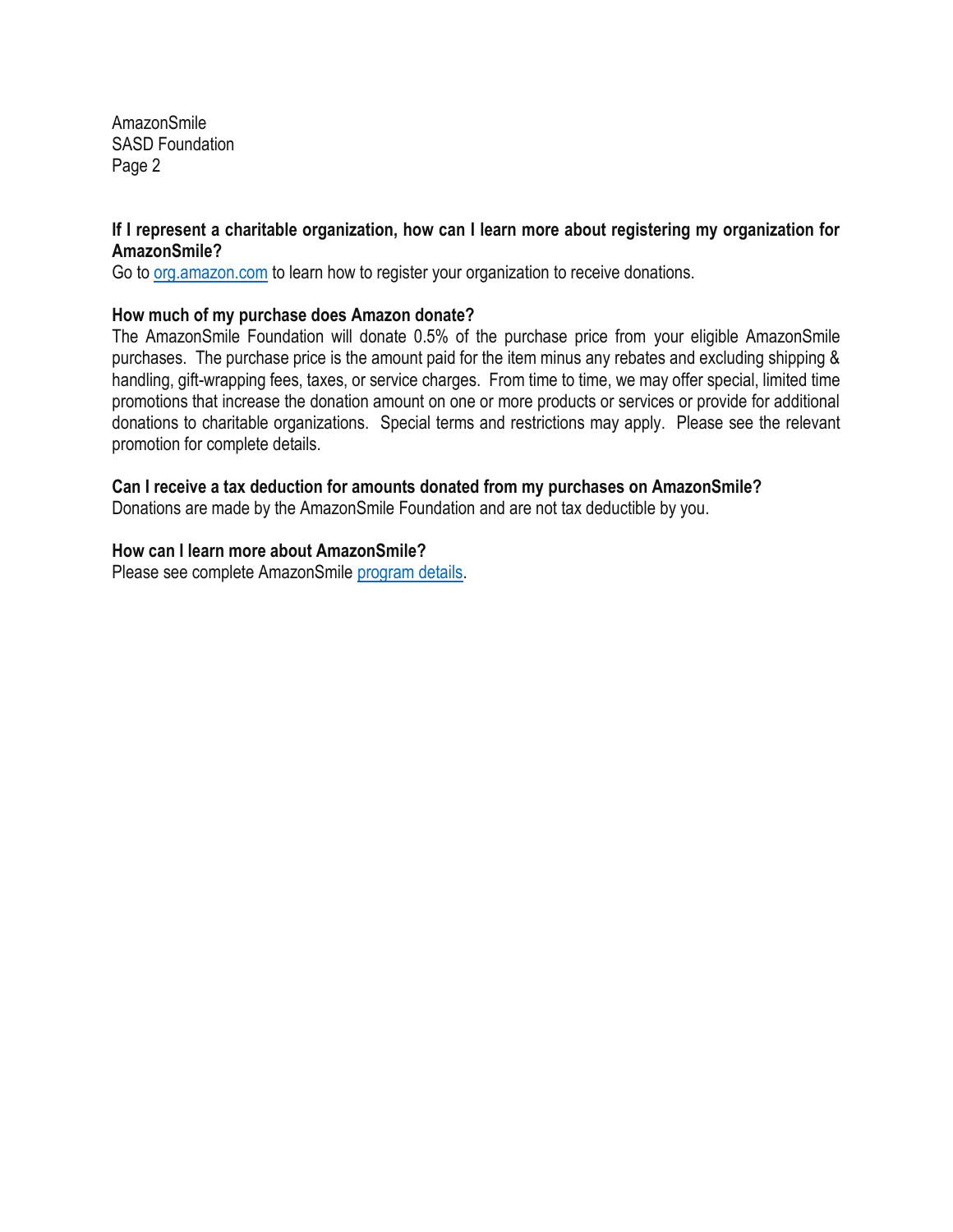**If I represent a charitable organization, how can I learn more about registering my organization for AmazonSmile?**
Go to [org.amazon.com](org.amazon.com) to learn how to register your organization to receive donations.

**How much of my purchase does Amazon donate?**
The AmazonSmile Foundation will donate 0.5% of the purchase price from your eligible AmazonSmile purchases. The purchase price is the amount paid for the item minus any rebates and excluding shipping & handling, gift-wrapping fees, taxes, or service charges. From time to time, we may offer special, limited time promotions that increase the donation amount on one or more products or services or provide for additional donations to charitable organizations. Special terms and restrictions may apply. Please see the relevant promotion for complete details.

**Can I receive a tax deduction for amounts donated from my purchases on AmazonSmile?**
Donations are made by the AmazonSmile Foundation and are not tax deductible by you.

**How can I learn more about AmazonSmile?**
Please see complete AmazonSmile program details.